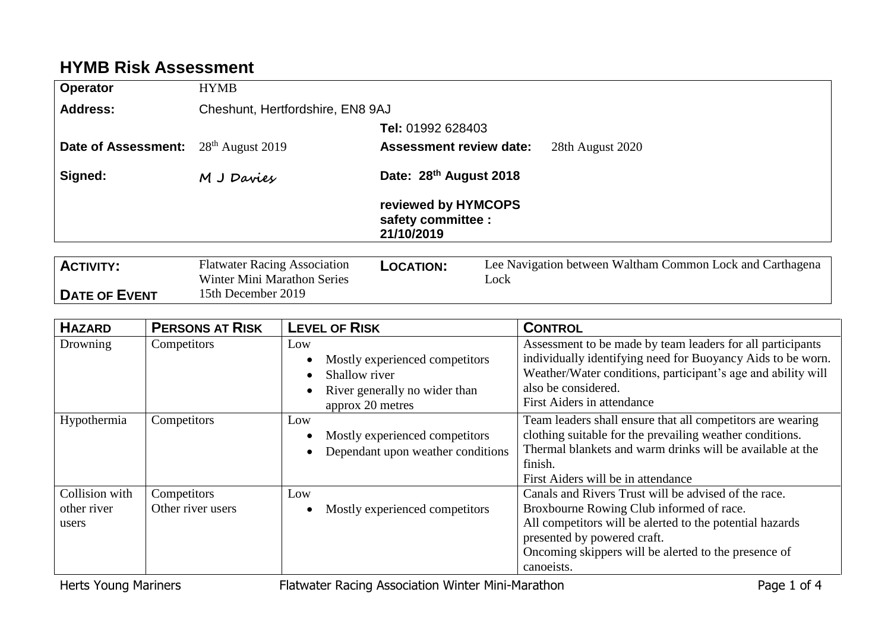# HYMB Risk Assessment

| | | | |
|---|---|---|---|
| **Operator** | HYMB | | |
| **Address:** | Cheshunt, Hertfordshire, EN8 9AJ | | |
| | | **Tel:** 01992 628403 | |
| **Date of Assessment:** | 28th August 2019 | **Assessment review date:** | 28th August 2020 |
| **Signed:** | M J Davies | **Date: 28th August 2018** | |
| | | **reviewed by HYMCOPS safety committee : 21/10/2019** | |

| | | | |
|---|---|---|---|
| **ACTIVITY:** | Flatwater Racing Association Winter Mini Marathon Series | **LOCATION:** | Lee Navigation between Waltham Common Lock and Carthagena Lock |
| **DATE OF EVENT** | 15th December 2019 | | |

| **HAZARD** | **PERSONS AT RISK** | **LEVEL OF RISK** | **CONTROL** |
|---|---|---|---|
| Drowning | Competitors | Low<br>• Mostly experienced competitors<br>• Shallow river<br>• River generally no wider than approx 20 metres | Assessment to be made by team leaders for all participants individually identifying need for Buoyancy Aids to be worn. Weather/Water conditions, participant's age and ability will also be considered.<br>First Aiders in attendance |
| Hypothermia | Competitors | Low<br>• Mostly experienced competitors<br>• Dependant upon weather conditions | Team leaders shall ensure that all competitors are wearing clothing suitable for the prevailing weather conditions.<br>Thermal blankets and warm drinks will be available at the finish.<br>First Aiders will be in attendance |
| Collision with other river users | Competitors<br>Other river users | Low<br>• Mostly experienced competitors | Canals and Rivers Trust will be advised of the race.<br>Broxbourne Rowing Club informed of race.<br>All competitors will be alerted to the potential hazards presented by powered craft.<br>Oncoming skippers will be alerted to the presence of canoeists. |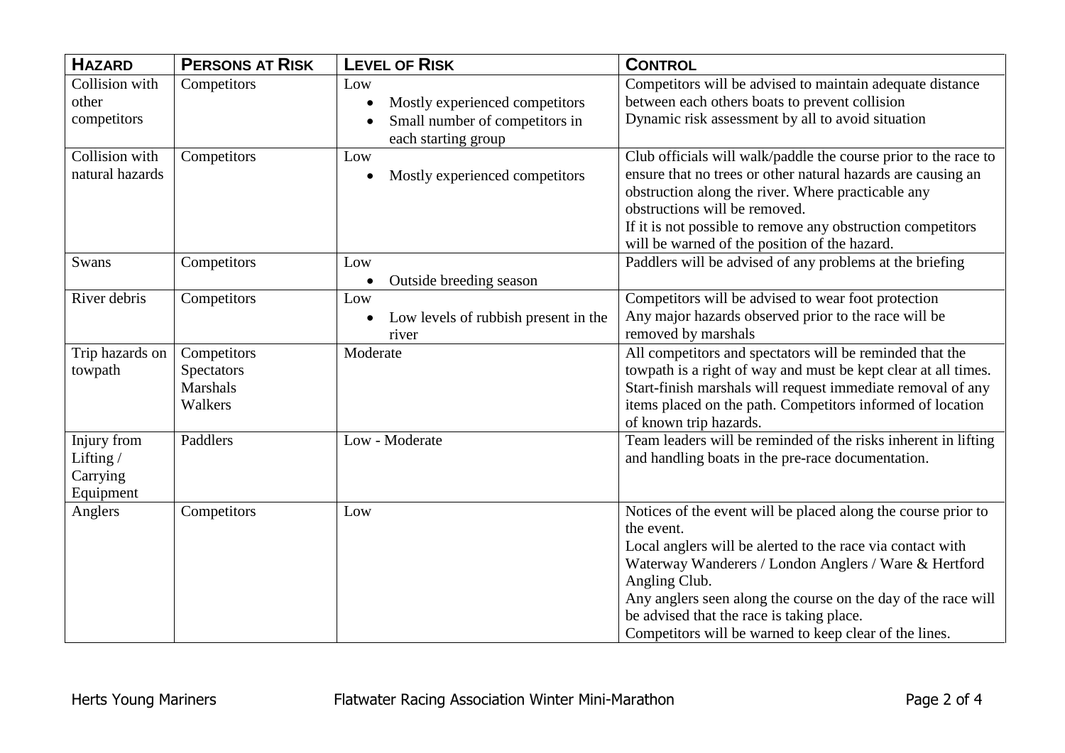| HAZARD | PERSONS AT RISK | LEVEL OF RISK | CONTROL |
|---|---|---|---|
| Collision with other competitors | Competitors | Low<br>• Mostly experienced competitors<br>• Small number of competitors in each starting group | Competitors will be advised to maintain adequate distance between each others boats to prevent collision<br>Dynamic risk assessment by all to avoid situation |
| Collision with natural hazards | Competitors | Low<br>• Mostly experienced competitors | Club officials will walk/paddle the course prior to the race to ensure that no trees or other natural hazards are causing an obstruction along the river. Where practicable any obstructions will be removed.<br>If it is not possible to remove any obstruction competitors will be warned of the position of the hazard. |
| Swans | Competitors | Low<br>• Outside breeding season | Paddlers will be advised of any problems at the briefing |
| River debris | Competitors | Low<br>• Low levels of rubbish present in the river | Competitors will be advised to wear foot protection<br>Any major hazards observed prior to the race will be removed by marshals |
| Trip hazards on towpath | Competitors<br>Spectators<br>Marshals<br>Walkers | Moderate | All competitors and spectators will be reminded that the towpath is a right of way and must be kept clear at all times. Start-finish marshals will request immediate removal of any items placed on the path. Competitors informed of location of known trip hazards. |
| Injury from Lifting / Carrying Equipment | Paddlers | Low - Moderate | Team leaders will be reminded of the risks inherent in lifting and handling boats in the pre-race documentation. |
| Anglers | Competitors | Low | Notices of the event will be placed along the course prior to the event.<br>Local anglers will be alerted to the race via contact with Waterway Wanderers / London Anglers / Ware & Hertford Angling Club.<br>Any anglers seen along the course on the day of the race will be advised that the race is taking place.<br>Competitors will be warned to keep clear of the lines. |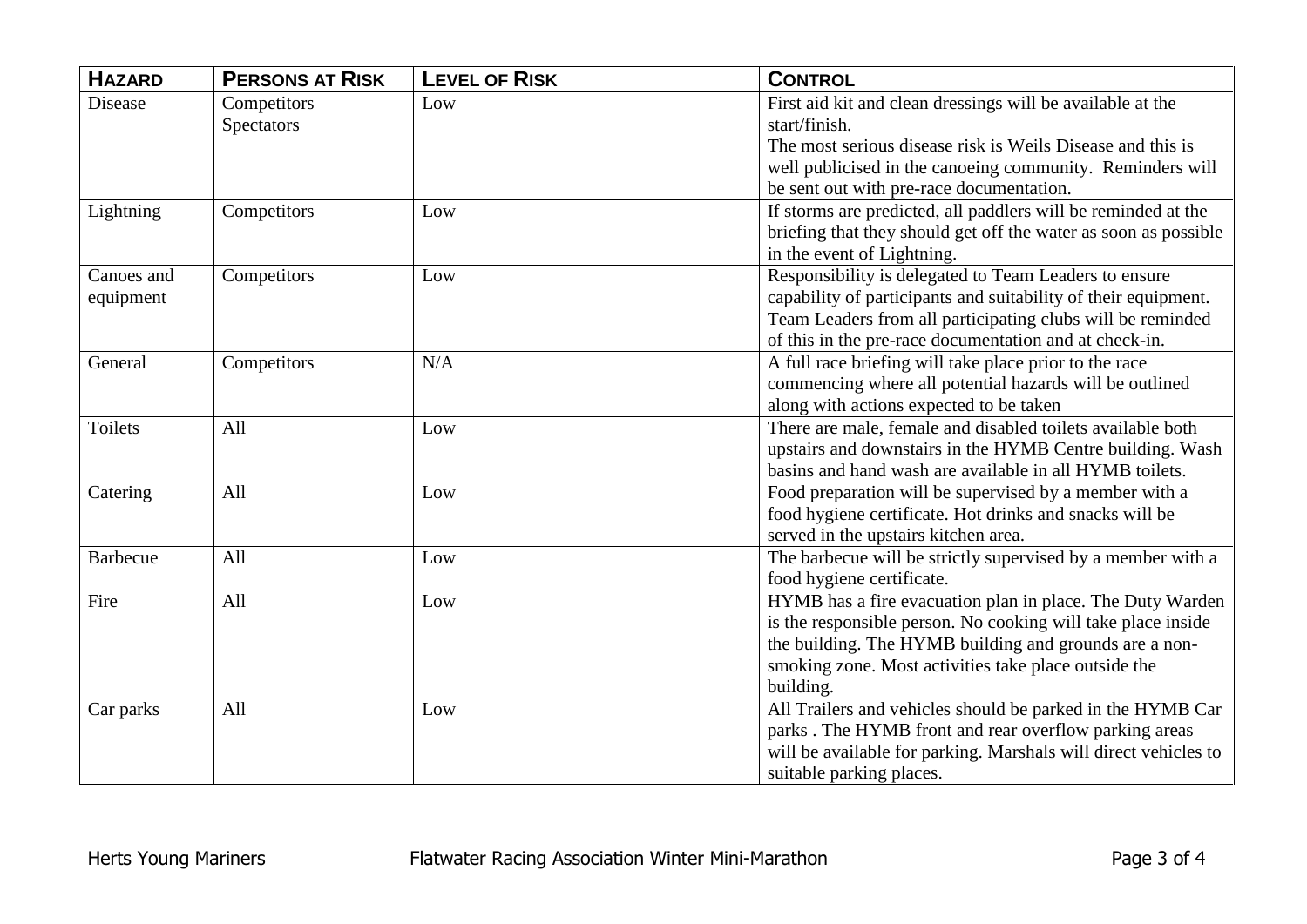| HAZARD | PERSONS AT RISK | LEVEL OF RISK | CONTROL |
|---|---|---|---|
| Disease | Competitors<br>Spectators | Low | First aid kit and clean dressings will be available at the start/finish.<br>The most serious disease risk is Weils Disease and this is well publicised in the canoeing community. Reminders will be sent out with pre-race documentation. |
| Lightning | Competitors | Low | If storms are predicted, all paddlers will be reminded at the briefing that they should get off the water as soon as possible in the event of Lightning. |
| Canoes and equipment | Competitors | Low | Responsibility is delegated to Team Leaders to ensure capability of participants and suitability of their equipment. Team Leaders from all participating clubs will be reminded of this in the pre-race documentation and at check-in. |
| General | Competitors | N/A | A full race briefing will take place prior to the race commencing where all potential hazards will be outlined along with actions expected to be taken |
| Toilets | All | Low | There are male, female and disabled toilets available both upstairs and downstairs in the HYMB Centre building. Wash basins and hand wash are available in all HYMB toilets. |
| Catering | All | Low | Food preparation will be supervised by a member with a food hygiene certificate. Hot drinks and snacks will be served in the upstairs kitchen area. |
| Barbecue | All | Low | The barbecue will be strictly supervised by a member with a food hygiene certificate. |
| Fire | All | Low | HYMB has a fire evacuation plan in place. The Duty Warden is the responsible person. No cooking will take place inside the building. The HYMB building and grounds are a non-smoking zone. Most activities take place outside the building. |
| Car parks | All | Low | All Trailers and vehicles should be parked in the HYMB Car parks . The HYMB front and rear overflow parking areas will be available for parking. Marshals will direct vehicles to suitable parking places. |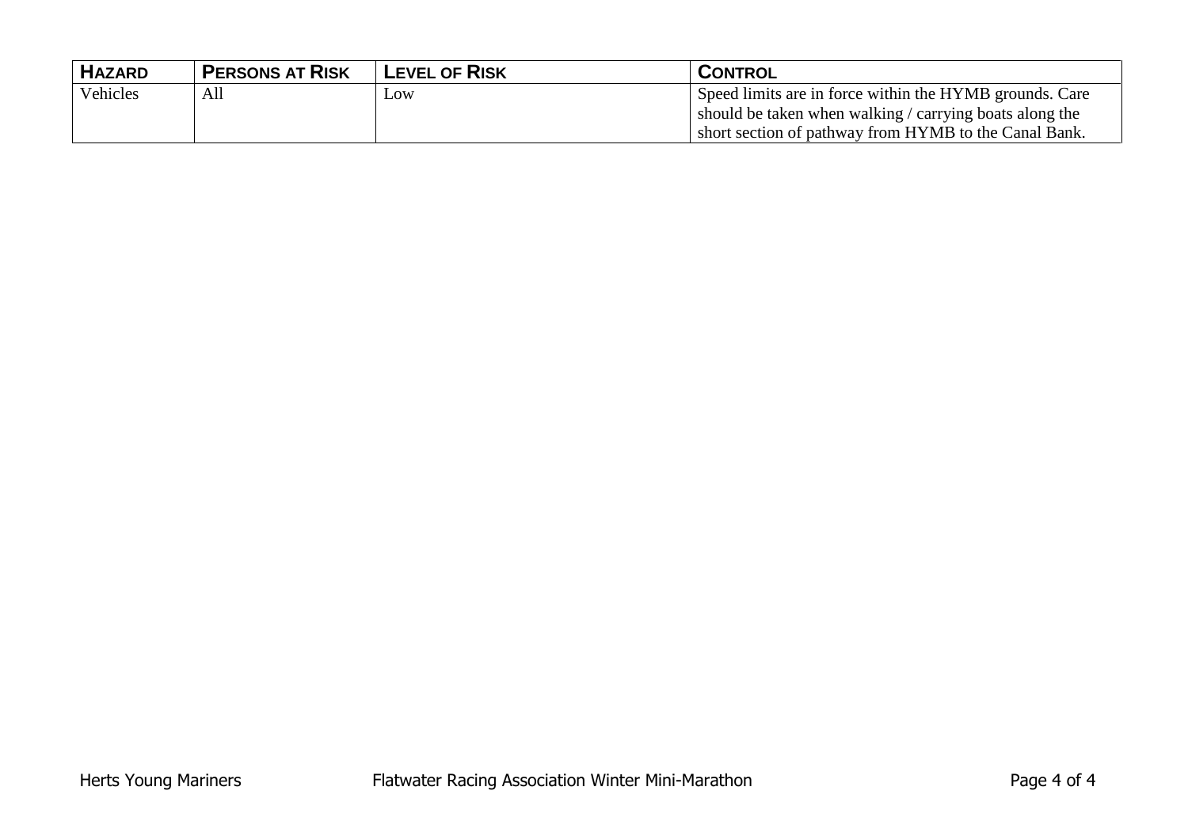| HAZARD | PERSONS AT RISK | LEVEL OF RISK | CONTROL |
|---|---|---|---|
| Vehicles | All | Low | Speed limits are in force within the HYMB grounds. Care should be taken when walking / carrying boats along the short section of pathway from HYMB to the Canal Bank. |